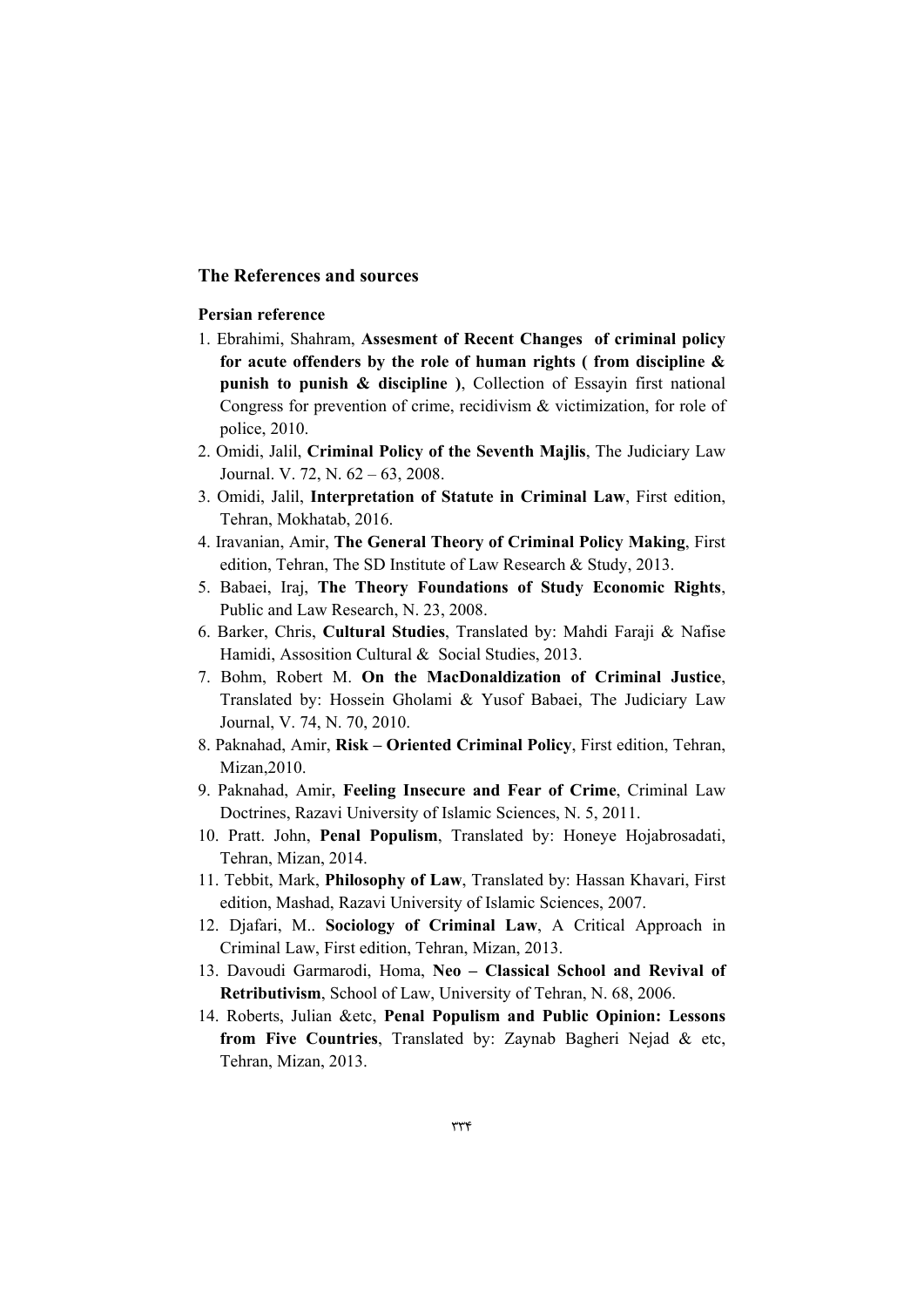## The References and sources

### Persian reference

1. Ebrahimi, Shahram, **Assesment of Recent Changes of criminal policy for acute offenders by the role of human rights ( from discipline & punish to punish & discipline )**, Collection of Essayin first national Congress for prevention of crime, recidivism & victimization, for role of police, 2010.
2. Omidi, Jalil, **Criminal Policy of the Seventh Majlis**, The Judiciary Law Journal. V. 72, N. 62 – 63, 2008.
3. Omidi, Jalil, **Interpretation of Statute in Criminal Law**, First edition, Tehran, Mokhatab, 2016.
4. Iravanian, Amir, **The General Theory of Criminal Policy Making**, First edition, Tehran, The SD Institute of Law Research & Study, 2013.
5. Babaei, Iraj, **The Theory Foundations of Study Economic Rights**, Public and Law Research, N. 23, 2008.
6. Barker, Chris, **Cultural Studies**, Translated by: Mahdi Faraji & Nafise Hamidi, Assosition Cultural & Social Studies, 2013.
7. Bohm, Robert M. **On the MacDonaldization of Criminal Justice**, Translated by: Hossein Gholami & Yusof Babaei, The Judiciary Law Journal, V. 74, N. 70, 2010.
8. Paknahad, Amir, **Risk – Oriented Criminal Policy**, First edition, Tehran, Mizan,2010.
9. Paknahad, Amir, **Feeling Insecure and Fear of Crime**, Criminal Law Doctrines, Razavi University of Islamic Sciences, N. 5, 2011.
10. Pratt. John, **Penal Populism**, Translated by: Honeye Hojabrosadati, Tehran, Mizan, 2014.
11. Tebbit, Mark, **Philosophy of Law**, Translated by: Hassan Khavari, First edition, Mashad, Razavi University of Islamic Sciences, 2007.
12. Djafari, M.. **Sociology of Criminal Law**, A Critical Approach in Criminal Law, First edition, Tehran, Mizan, 2013.
13. Davoudi Garmarodi, Homa, **Neo – Classical School and Revival of Retributivism**, School of Law, University of Tehran, N. 68, 2006.
14. Roberts, Julian &etc, **Penal Populism and Public Opinion: Lessons from Five Countries**, Translated by: Zaynab Bagheri Nejad & etc, Tehran, Mizan, 2013.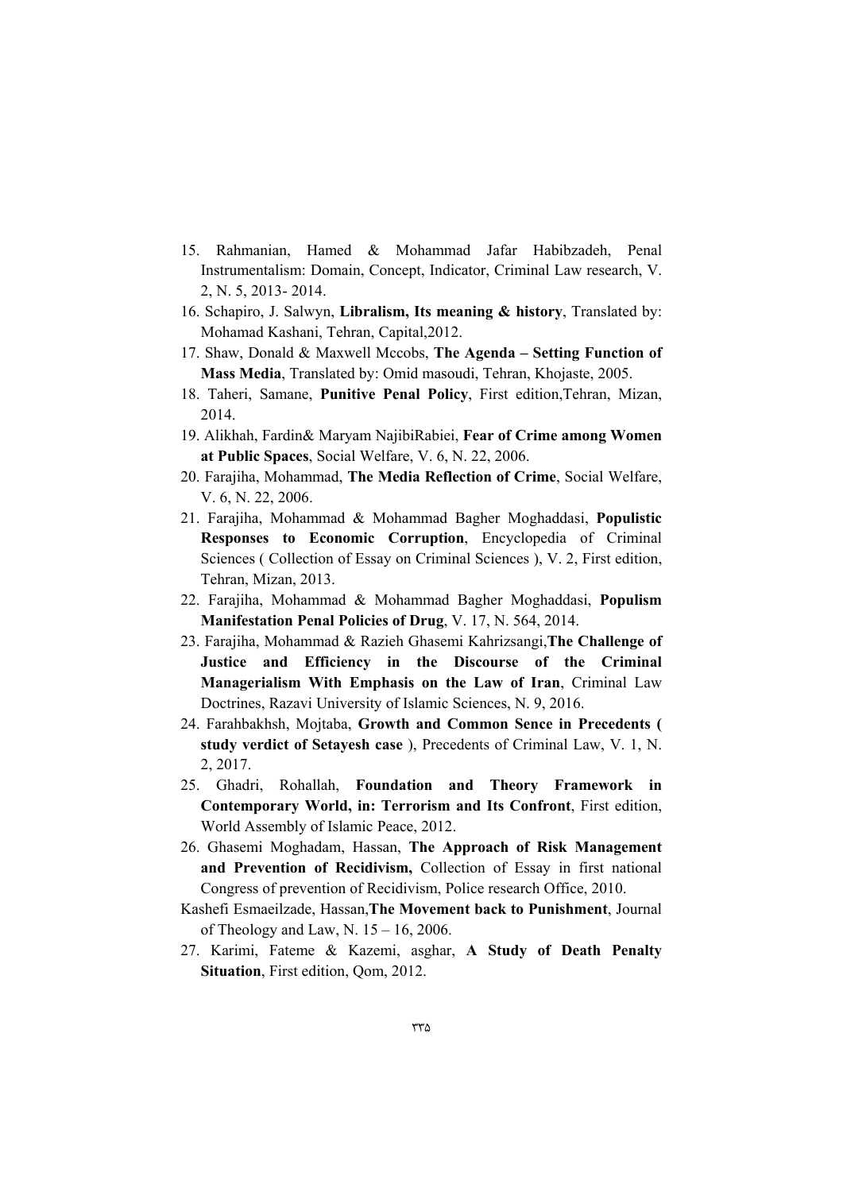15. Rahmanian, Hamed & Mohammad Jafar Habibzadeh, Penal Instrumentalism: Domain, Concept, Indicator, Criminal Law research, V. 2, N. 5, 2013- 2014.
16. Schapiro, J. Salwyn, **Libralism, Its meaning & history**, Translated by: Mohamad Kashani, Tehran, Capital,2012.
17. Shaw, Donald & Maxwell Mccobs, **The Agenda – Setting Function of Mass Media**, Translated by: Omid masoudi, Tehran, Khojaste, 2005.
18. Taheri, Samane, **Punitive Penal Policy**, First edition,Tehran, Mizan, 2014.
19. Alikhah, Fardin& Maryam NajibiRabiei, **Fear of Crime among Women at Public Spaces**, Social Welfare, V. 6, N. 22, 2006.
20. Farajiha, Mohammad, **The Media Reflection of Crime**, Social Welfare, V. 6, N. 22, 2006.
21. Farajiha, Mohammad & Mohammad Bagher Moghaddasi, **Populistic Responses to Economic Corruption**, Encyclopedia of Criminal Sciences ( Collection of Essay on Criminal Sciences ), V. 2, First edition, Tehran, Mizan, 2013.
22. Farajiha, Mohammad & Mohammad Bagher Moghaddasi, **Populism Manifestation Penal Policies of Drug**, V. 17, N. 564, 2014.
23. Farajiha, Mohammad & Razieh Ghasemi Kahrizsangi,**The Challenge of Justice and Efficiency in the Discourse of the Criminal Managerialism With Emphasis on the Law of Iran**, Criminal Law Doctrines, Razavi University of Islamic Sciences, N. 9, 2016.
24. Farahbakhsh, Mojtaba, **Growth and Common Sence in Precedents ( study verdict of Setayesh case** ), Precedents of Criminal Law, V. 1, N. 2, 2017.
25. Ghadri, Rohallah, **Foundation and Theory Framework in Contemporary World, in: Terrorism and Its Confront**, First edition, World Assembly of Islamic Peace, 2012.
26. Ghasemi Moghadam, Hassan, **The Approach of Risk Management and Prevention of Recidivism,** Collection of Essay in first national Congress of prevention of Recidivism, Police research Office, 2010.

Kashefi Esmaeilzade, Hassan,**The Movement back to Punishment**, Journal of Theology and Law, N. 15 – 16, 2006.

27. Karimi, Fateme & Kazemi, asghar, **A Study of Death Penalty Situation**, First edition, Qom, 2012.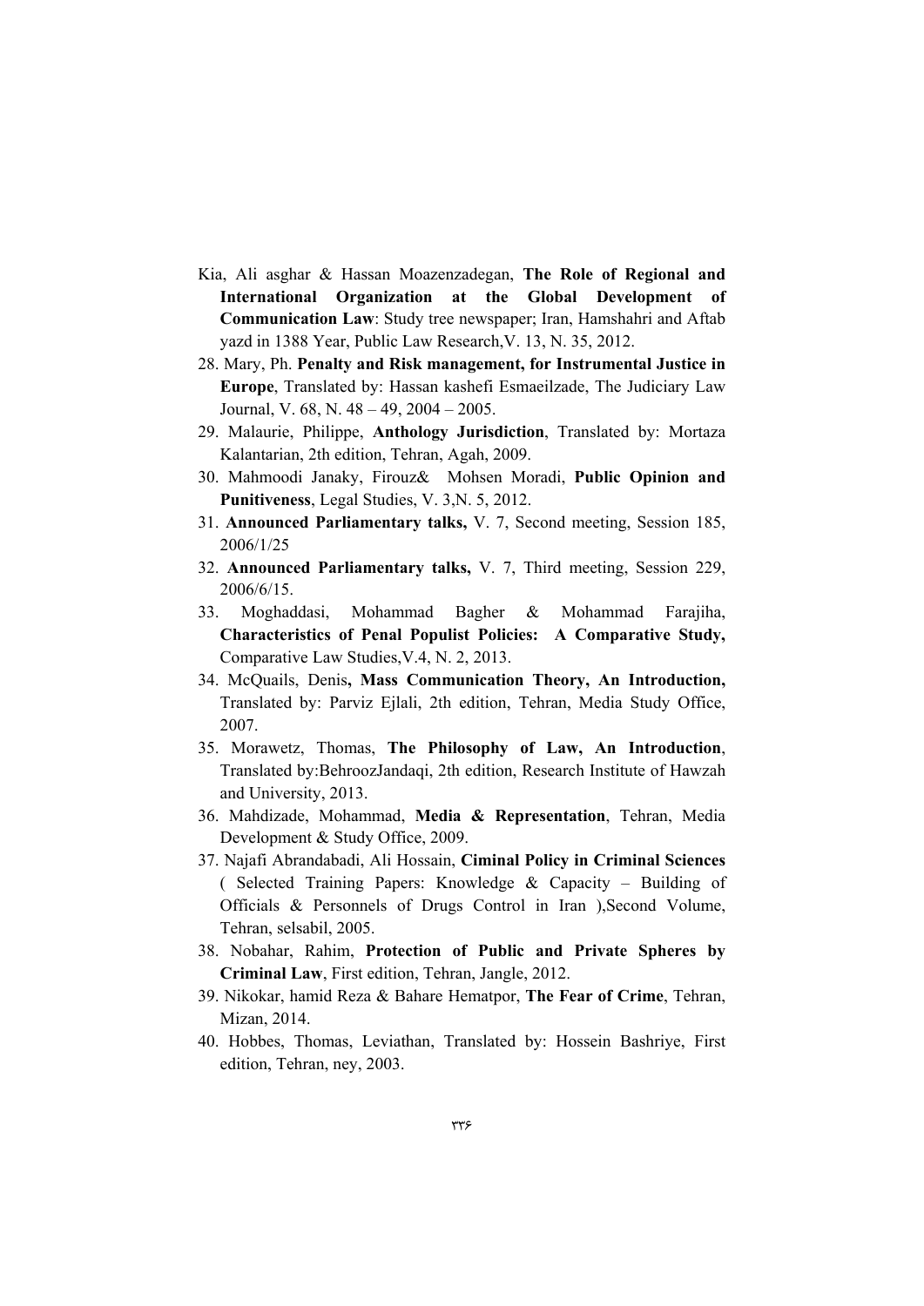Kia, Ali asghar & Hassan Moazenzadegan, **The Role of Regional and International Organization at the Global Development of Communication Law**: Study tree newspaper; Iran, Hamshahri and Aftab yazd in 1388 Year, Public Law Research,V. 13, N. 35, 2012.

28. Mary, Ph. **Penalty and Risk management, for Instrumental Justice in Europe**, Translated by: Hassan kashefi Esmaeilzade, The Judiciary Law Journal, V. 68, N. 48 – 49, 2004 – 2005.
29. Malaurie, Philippe, **Anthology Jurisdiction**, Translated by: Mortaza Kalantarian, 2th edition, Tehran, Agah, 2009.
30. Mahmoodi Janaky, Firouz& Mohsen Moradi, **Public Opinion and Punitiveness**, Legal Studies, V. 3,N. 5, 2012.
31. **Announced Parliamentary talks,** V. 7, Second meeting, Session 185, 2006/1/25
32. **Announced Parliamentary talks,** V. 7, Third meeting, Session 229, 2006/6/15.
33. Moghaddasi, Mohammad Bagher & Mohammad Farajiha, **Characteristics of Penal Populist Policies: A Comparative Study,** Comparative Law Studies,V.4, N. 2, 2013.
34. McQuails, Denis**, Mass Communication Theory, An Introduction,** Translated by: Parviz Ejlali, 2th edition, Tehran, Media Study Office, 2007.
35. Morawetz, Thomas, **The Philosophy of Law, An Introduction**, Translated by:BehroozJandaqi, 2th edition, Research Institute of Hawzah and University, 2013.
36. Mahdizade, Mohammad, **Media & Representation**, Tehran, Media Development & Study Office, 2009.
37. Najafi Abrandabadi, Ali Hossain, **Ciminal Policy in Criminal Sciences** ( Selected Training Papers: Knowledge & Capacity – Building of Officials & Personnels of Drugs Control in Iran ),Second Volume, Tehran, selsabil, 2005.
38. Nobahar, Rahim, **Protection of Public and Private Spheres by Criminal Law**, First edition, Tehran, Jangle, 2012.
39. Nikokar, hamid Reza & Bahare Hematpor, **The Fear of Crime**, Tehran, Mizan, 2014.
40. Hobbes, Thomas, Leviathan, Translated by: Hossein Bashriye, First edition, Tehran, ney, 2003.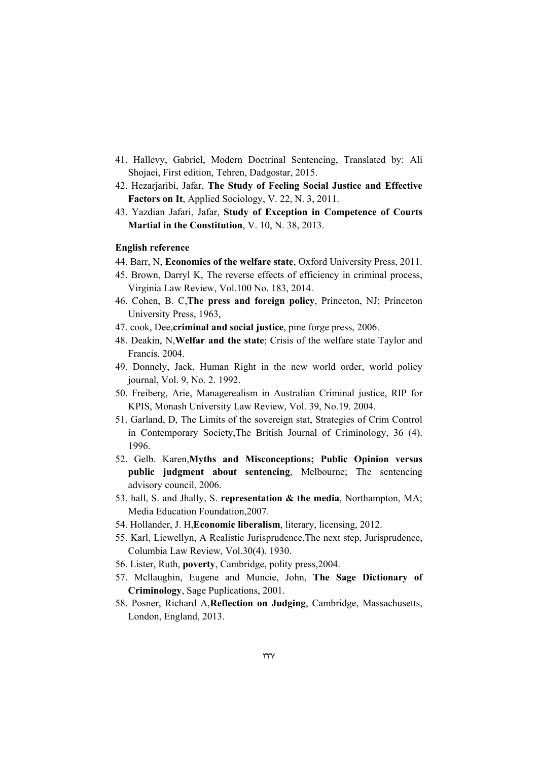41. Hallevy, Gabriel, Modern Doctrinal Sentencing, Translated by: Ali Shojaei, First edition, Tehren, Dadgostar, 2015.
42. Hezarjaribi, Jafar, **The Study of Feeling Social Justice and Effective Factors on It**, Applied Sociology, V. 22, N. 3, 2011.
43. Yazdian Jafari, Jafar, **Study of Exception in Competence of Courts Martial in the Constitution**, V. 10, N. 38, 2013.

**English reference**

44. Barr, N, **Economics of the welfare state**, Oxford University Press, 2011.
45. Brown, Darryl K, The reverse effects of efficiency in criminal process, Virginia Law Review, Vol.100 No. 183, 2014.
46. Cohen, B. C,**The press and foreign policy**, Princeton, NJ; Princeton University Press, 1963,
47. cook, Dee,**criminal and social justice**, pine forge press, 2006.
48. Deakin, N,**Welfar and the state**; Crisis of the welfare state Taylor and Francis, 2004.
49. Donnely, Jack, Human Right in the new world order, world policy journal, Vol. 9, No. 2. 1992.
50. Freiberg, Arie, Managerealism in Australian Criminal justice, RIP for KPIS, Monash University Law Review, Vol. 39, No.19. 2004.
51. Garland, D, The Limits of the sovereign stat, Strategies of Crim Control in Contemporary Society,The British Journal of Criminology, 36 (4). 1996.
52. Gelb. Karen,**Myths and Misconceptions; Public Opinion versus public judgment about sentencing**, Melbourne; The sentencing advisory council, 2006.
53. hall, S. and Jhally, S. **representation & the media**, Northampton, MA; Media Education Foundation,2007.
54. Hollander, J. H,**Economic liberalism**, literary, licensing, 2012.
55. Karl, Liewellyn, A Realistic Jurisprudence,The next step, Jurisprudence, Columbia Law Review, Vol.30(4). 1930.
56. Lister, Ruth, **poverty**, Cambridge, polity press,2004.
57. Mcllaughin, Eugene and Muncie, John, **The Sage Dictionary of Criminology**, Sage Puplications, 2001.
58. Posner, Richard A,**Reflection on Judging**, Cambridge, Massachusetts, London, England, 2013.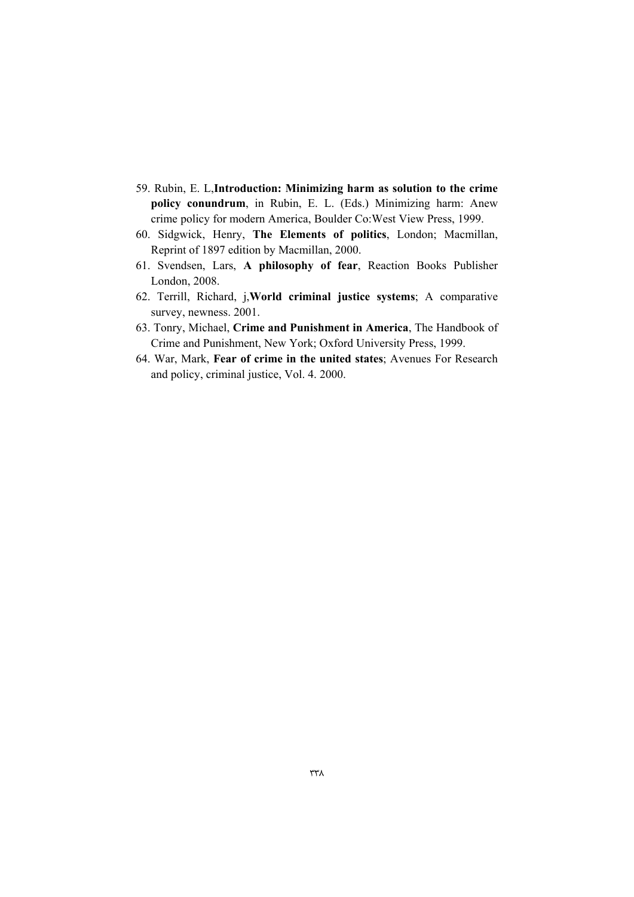59. Rubin, E. L,**Introduction: Minimizing harm as solution to the crime policy conundrum**, in Rubin, E. L. (Eds.) Minimizing harm: Anew crime policy for modern America, Boulder Co:West View Press, 1999.
60. Sidgwick, Henry, **The Elements of politics**, London; Macmillan, Reprint of 1897 edition by Macmillan, 2000.
61. Svendsen, Lars, **A philosophy of fear**, Reaction Books Publisher London, 2008.
62. Terrill, Richard, j,**World criminal justice systems**; A comparative survey, newness. 2001.
63. Tonry, Michael, **Crime and Punishment in America**, The Handbook of Crime and Punishment, New York; Oxford University Press, 1999.
64. War, Mark, **Fear of crime in the united states**; Avenues For Research and policy, criminal justice, Vol. 4. 2000.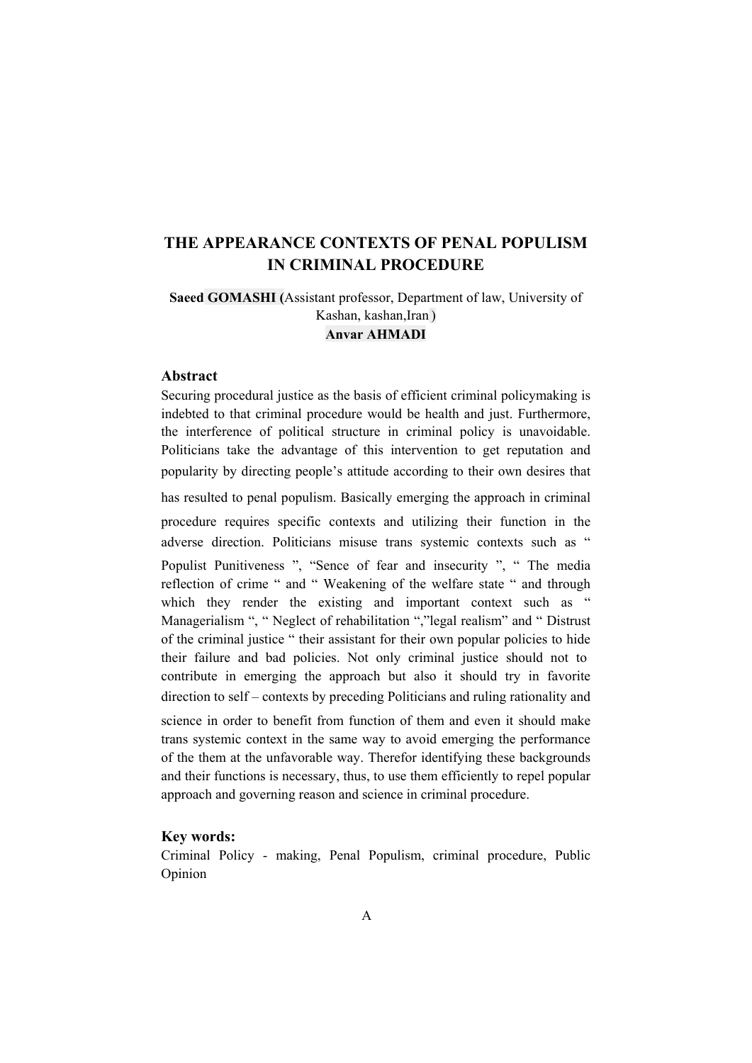# THE APPEARANCE CONTEXTS OF PENAL POPULISM IN CRIMINAL PROCEDURE

**Saeed GOMASHI (**Assistant professor, Department of law, University of Kashan, kashan,Iran )

**Anvar AHMADI**

## Abstract

Securing procedural justice as the basis of efficient criminal policymaking is indebted to that criminal procedure would be health and just. Furthermore, the interference of political structure in criminal policy is unavoidable. Politicians take the advantage of this intervention to get reputation and popularity by directing people's attitude according to their own desires that has resulted to penal populism. Basically emerging the approach in criminal procedure requires specific contexts and utilizing their function in the adverse direction. Politicians misuse trans systemic contexts such as " Populist Punitiveness ", "Sence of fear and insecurity ", " The media reflection of crime " and " Weakening of the welfare state " and through which they render the existing and important context such as " Managerialism ", " Neglect of rehabilitation ","legal realism" and " Distrust of the criminal justice " their assistant for their own popular policies to hide their failure and bad policies. Not only criminal justice should not to contribute in emerging the approach but also it should try in favorite direction to self – contexts by preceding Politicians and ruling rationality and science in order to benefit from function of them and even it should make trans systemic context in the same way to avoid emerging the performance of the them at the unfavorable way. Therefor identifying these backgrounds and their functions is necessary, thus, to use them efficiently to repel popular approach and governing reason and science in criminal procedure.

## Key words:

Criminal Policy - making, Penal Populism, criminal procedure, Public Opinion